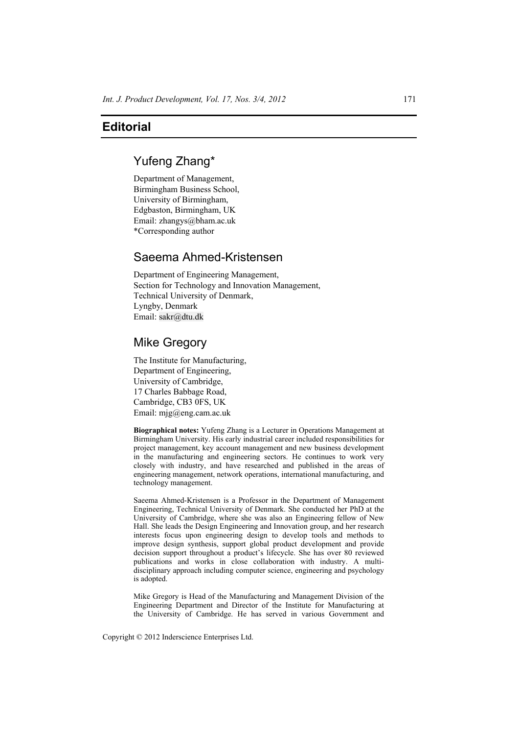# Editorial

## Yufeng Zhang*

Department of Management,
Birmingham Business School,
University of Birmingham,
Edgbaston, Birmingham, UK
Email: zhangys@bham.ac.uk
*Corresponding author

## Saeema Ahmed-Kristensen

Department of Engineering Management,
Section for Technology and Innovation Management,
Technical University of Denmark,
Lyngby, Denmark
Email: sakr@dtu.dk

## Mike Gregory

The Institute for Manufacturing,
Department of Engineering,
University of Cambridge,
17 Charles Babbage Road,
Cambridge, CB3 0FS, UK
Email: mjg@eng.cam.ac.uk

**Biographical notes:** Yufeng Zhang is a Lecturer in Operations Management at Birmingham University. His early industrial career included responsibilities for project management, key account management and new business development in the manufacturing and engineering sectors. He continues to work very closely with industry, and have researched and published in the areas of engineering management, network operations, international manufacturing, and technology management.

Saeema Ahmed-Kristensen is a Professor in the Department of Management Engineering, Technical University of Denmark. She conducted her PhD at the University of Cambridge, where she was also an Engineering fellow of New Hall. She leads the Design Engineering and Innovation group, and her research interests focus upon engineering design to develop tools and methods to improve design synthesis, support global product development and provide decision support throughout a product's lifecycle. She has over 80 reviewed publications and works in close collaboration with industry. A multi-disciplinary approach including computer science, engineering and psychology is adopted.

Mike Gregory is Head of the Manufacturing and Management Division of the Engineering Department and Director of the Institute for Manufacturing at the University of Cambridge. He has served in various Government and

Copyright © 2012 Inderscience Enterprises Ltd.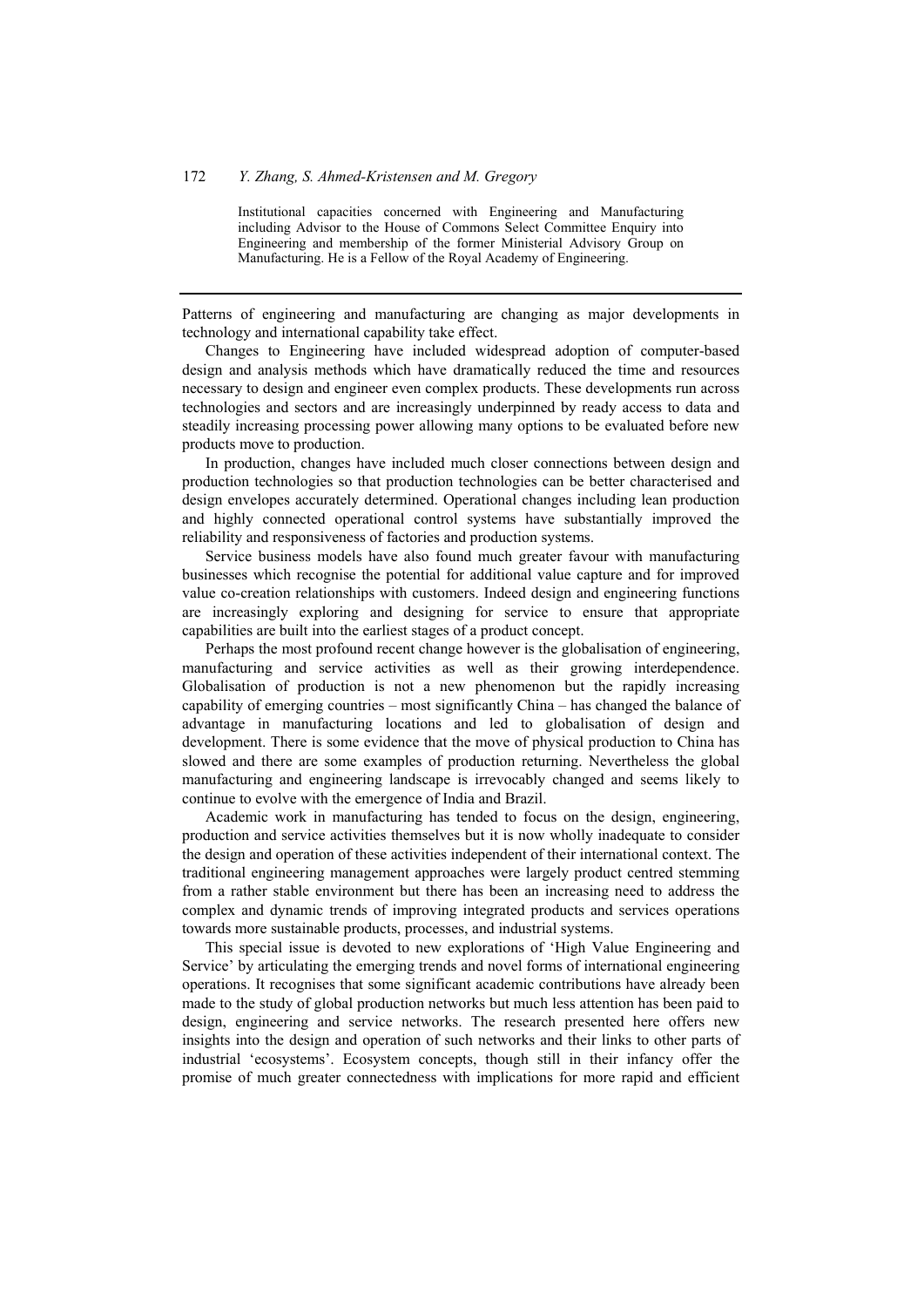Institutional capacities concerned with Engineering and Manufacturing including Advisor to the House of Commons Select Committee Enquiry into Engineering and membership of the former Ministerial Advisory Group on Manufacturing. He is a Fellow of the Royal Academy of Engineering.

---

Patterns of engineering and manufacturing are changing as major developments in technology and international capability take effect.

Changes to Engineering have included widespread adoption of computer-based design and analysis methods which have dramatically reduced the time and resources necessary to design and engineer even complex products. These developments run across technologies and sectors and are increasingly underpinned by ready access to data and steadily increasing processing power allowing many options to be evaluated before new products move to production.

In production, changes have included much closer connections between design and production technologies so that production technologies can be better characterised and design envelopes accurately determined. Operational changes including lean production and highly connected operational control systems have substantially improved the reliability and responsiveness of factories and production systems.

Service business models have also found much greater favour with manufacturing businesses which recognise the potential for additional value capture and for improved value co-creation relationships with customers. Indeed design and engineering functions are increasingly exploring and designing for service to ensure that appropriate capabilities are built into the earliest stages of a product concept.

Perhaps the most profound recent change however is the globalisation of engineering, manufacturing and service activities as well as their growing interdependence. Globalisation of production is not a new phenomenon but the rapidly increasing capability of emerging countries – most significantly China – has changed the balance of advantage in manufacturing locations and led to globalisation of design and development. There is some evidence that the move of physical production to China has slowed and there are some examples of production returning. Nevertheless the global manufacturing and engineering landscape is irrevocably changed and seems likely to continue to evolve with the emergence of India and Brazil.

Academic work in manufacturing has tended to focus on the design, engineering, production and service activities themselves but it is now wholly inadequate to consider the design and operation of these activities independent of their international context. The traditional engineering management approaches were largely product centred stemming from a rather stable environment but there has been an increasing need to address the complex and dynamic trends of improving integrated products and services operations towards more sustainable products, processes, and industrial systems.

This special issue is devoted to new explorations of 'High Value Engineering and Service' by articulating the emerging trends and novel forms of international engineering operations. It recognises that some significant academic contributions have already been made to the study of global production networks but much less attention has been paid to design, engineering and service networks. The research presented here offers new insights into the design and operation of such networks and their links to other parts of industrial 'ecosystems'. Ecosystem concepts, though still in their infancy offer the promise of much greater connectedness with implications for more rapid and efficient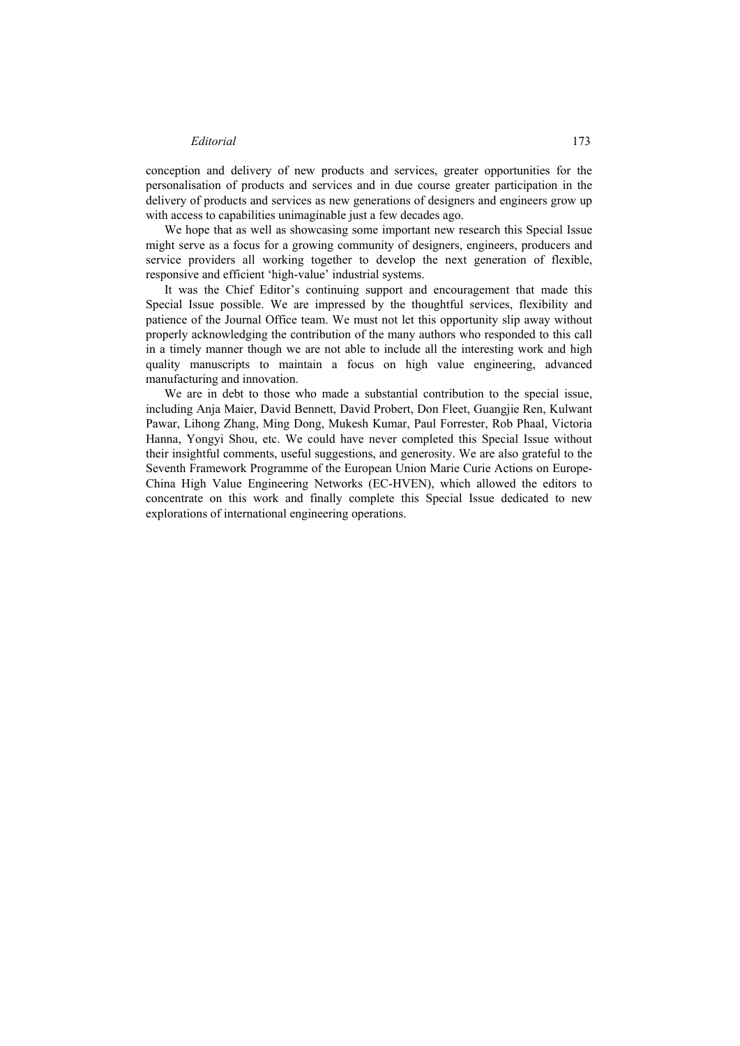conception and delivery of new products and services, greater opportunities for the personalisation of products and services and in due course greater participation in the delivery of products and services as new generations of designers and engineers grow up with access to capabilities unimaginable just a few decades ago.

We hope that as well as showcasing some important new research this Special Issue might serve as a focus for a growing community of designers, engineers, producers and service providers all working together to develop the next generation of flexible, responsive and efficient 'high-value' industrial systems.

It was the Chief Editor's continuing support and encouragement that made this Special Issue possible. We are impressed by the thoughtful services, flexibility and patience of the Journal Office team. We must not let this opportunity slip away without properly acknowledging the contribution of the many authors who responded to this call in a timely manner though we are not able to include all the interesting work and high quality manuscripts to maintain a focus on high value engineering, advanced manufacturing and innovation.

We are in debt to those who made a substantial contribution to the special issue, including Anja Maier, David Bennett, David Probert, Don Fleet, Guangjie Ren, Kulwant Pawar, Lihong Zhang, Ming Dong, Mukesh Kumar, Paul Forrester, Rob Phaal, Victoria Hanna, Yongyi Shou, etc. We could have never completed this Special Issue without their insightful comments, useful suggestions, and generosity. We are also grateful to the Seventh Framework Programme of the European Union Marie Curie Actions on Europe-China High Value Engineering Networks (EC-HVEN), which allowed the editors to concentrate on this work and finally complete this Special Issue dedicated to new explorations of international engineering operations.